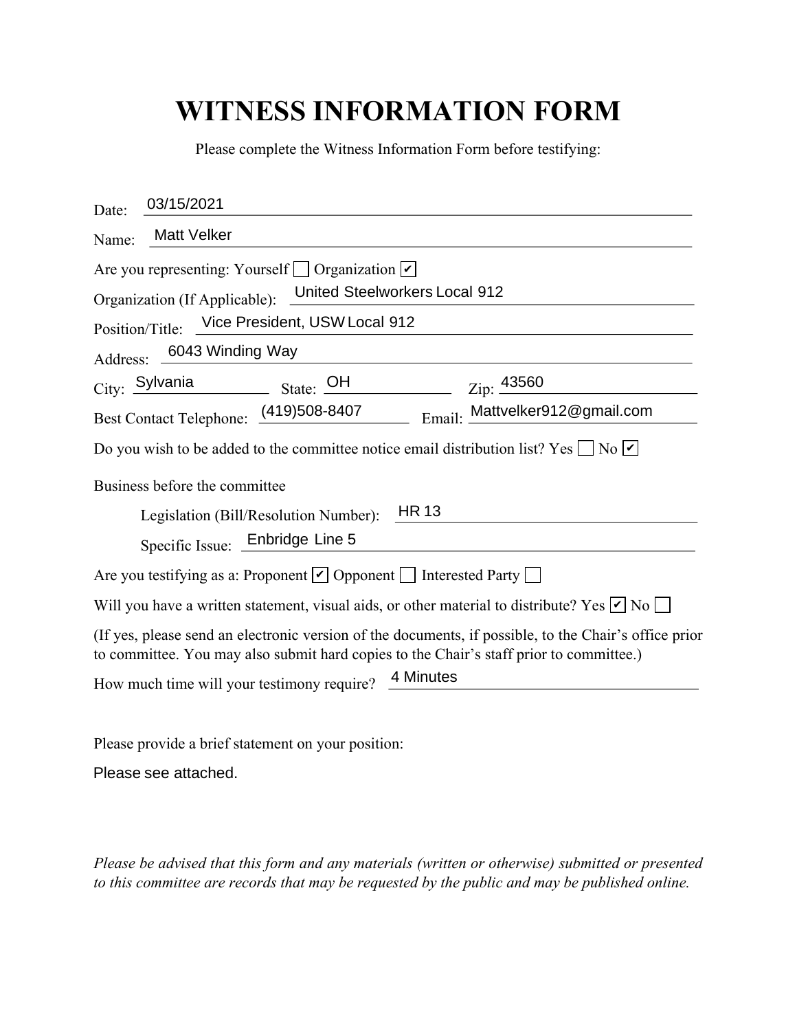# WITNESS INFORMATION FORM

Please complete the Witness Information Form before testifying:

Date: 03/15/2021

Name: Matt Velker

Are you representing: Yourself ☐ Organization ☑

Organization (If Applicable): United Steelworkers Local 912

Position/Title: Vice President, USW Local 912

Address: 6043 Winding Way

City: Sylvania State: OH Zip: 43560

Best Contact Telephone: (419)508-8407 Email: Mattvelker912@gmail.com

Do you wish to be added to the committee notice email distribution list? Yes ☐ No ☑

Business before the committee

Legislation (Bill/Resolution Number): HR 13

Specific Issue: Enbridge Line 5

Are you testifying as a: Proponent ☑ Opponent ☐ Interested Party ☐

Will you have a written statement, visual aids, or other material to distribute? Yes ☑ No ☐

(If yes, please send an electronic version of the documents, if possible, to the Chair's office prior to committee. You may also submit hard copies to the Chair's staff prior to committee.)

How much time will your testimony require? 4 Minutes

Please provide a brief statement on your position:

Please see attached.

*Please be advised that this form and any materials (written or otherwise) submitted or presented to this committee are records that may be requested by the public and may be published online.*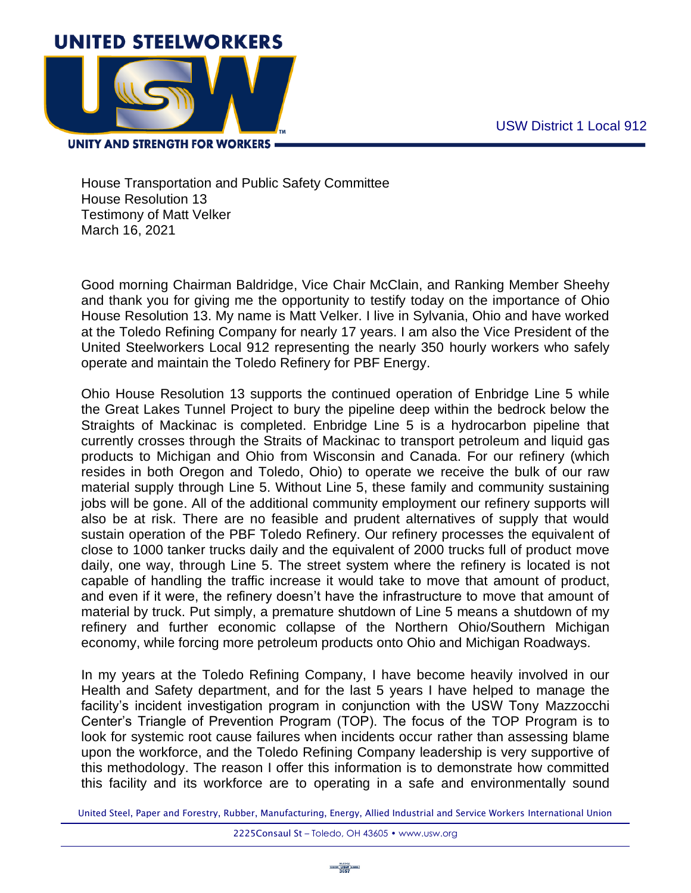# UNITED STEELWORKERS

UNITY AND STRENGTH FOR WORKERS

USW District 1 Local 912

House Transportation and Public Safety Committee
House Resolution 13
Testimony of Matt Velker
March 16, 2021

Good morning Chairman Baldridge, Vice Chair McClain, and Ranking Member Sheehy and thank you for giving me the opportunity to testify today on the importance of Ohio House Resolution 13. My name is Matt Velker. I live in Sylvania, Ohio and have worked at the Toledo Refining Company for nearly 17 years. I am also the Vice President of the United Steelworkers Local 912 representing the nearly 350 hourly workers who safely operate and maintain the Toledo Refinery for PBF Energy.

Ohio House Resolution 13 supports the continued operation of Enbridge Line 5 while the Great Lakes Tunnel Project to bury the pipeline deep within the bedrock below the Straights of Mackinac is completed. Enbridge Line 5 is a hydrocarbon pipeline that currently crosses through the Straits of Mackinac to transport petroleum and liquid gas products to Michigan and Ohio from Wisconsin and Canada. For our refinery (which resides in both Oregon and Toledo, Ohio) to operate we receive the bulk of our raw material supply through Line 5. Without Line 5, these family and community sustaining jobs will be gone. All of the additional community employment our refinery supports will also be at risk. There are no feasible and prudent alternatives of supply that would sustain operation of the PBF Toledo Refinery. Our refinery processes the equivalent of close to 1000 tanker trucks daily and the equivalent of 2000 trucks full of product move daily, one way, through Line 5. The street system where the refinery is located is not capable of handling the traffic increase it would take to move that amount of product, and even if it were, the refinery doesn't have the infrastructure to move that amount of material by truck. Put simply, a premature shutdown of Line 5 means a shutdown of my refinery and further economic collapse of the Northern Ohio/Southern Michigan economy, while forcing more petroleum products onto Ohio and Michigan Roadways.

In my years at the Toledo Refining Company, I have become heavily involved in our Health and Safety department, and for the last 5 years I have helped to manage the facility's incident investigation program in conjunction with the USW Tony Mazzocchi Center's Triangle of Prevention Program (TOP). The focus of the TOP Program is to look for systemic root cause failures when incidents occur rather than assessing blame upon the workforce, and the Toledo Refining Company leadership is very supportive of this methodology. The reason I offer this information is to demonstrate how committed this facility and its workforce are to operating in a safe and environmentally sound

United Steel, Paper and Forestry, Rubber, Manufacturing, Energy, Allied Industrial and Service Workers International Union

2225Consaul St – Toledo, OH 43605 • www.usw.org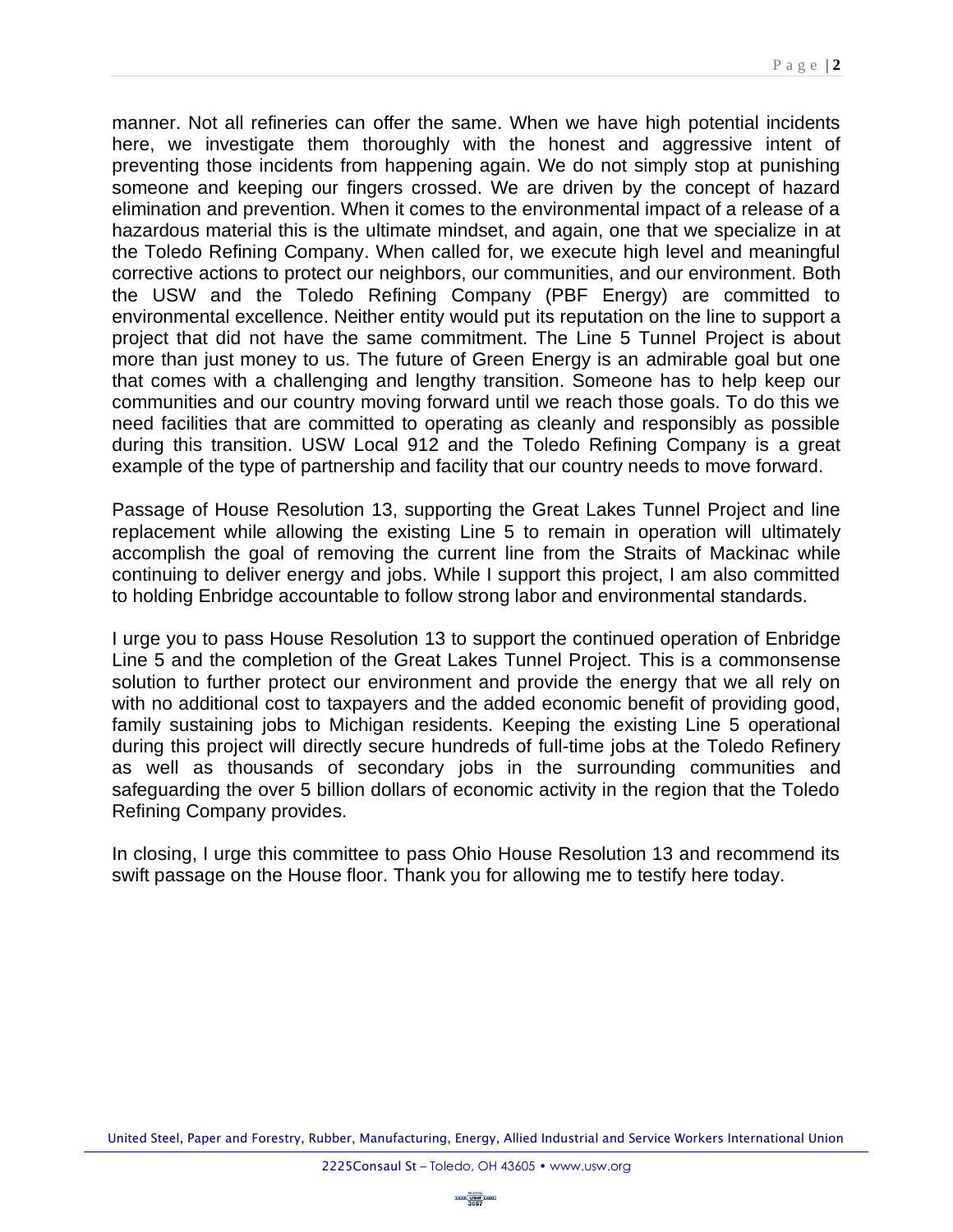manner. Not all refineries can offer the same. When we have high potential incidents here, we investigate them thoroughly with the honest and aggressive intent of preventing those incidents from happening again. We do not simply stop at punishing someone and keeping our fingers crossed. We are driven by the concept of hazard elimination and prevention. When it comes to the environmental impact of a release of a hazardous material this is the ultimate mindset, and again, one that we specialize in at the Toledo Refining Company. When called for, we execute high level and meaningful corrective actions to protect our neighbors, our communities, and our environment. Both the USW and the Toledo Refining Company (PBF Energy) are committed to environmental excellence. Neither entity would put its reputation on the line to support a project that did not have the same commitment. The Line 5 Tunnel Project is about more than just money to us. The future of Green Energy is an admirable goal but one that comes with a challenging and lengthy transition. Someone has to help keep our communities and our country moving forward until we reach those goals. To do this we need facilities that are committed to operating as cleanly and responsibly as possible during this transition. USW Local 912 and the Toledo Refining Company is a great example of the type of partnership and facility that our country needs to move forward.

Passage of House Resolution 13, supporting the Great Lakes Tunnel Project and line replacement while allowing the existing Line 5 to remain in operation will ultimately accomplish the goal of removing the current line from the Straits of Mackinac while continuing to deliver energy and jobs. While I support this project, I am also committed to holding Enbridge accountable to follow strong labor and environmental standards.

I urge you to pass House Resolution 13 to support the continued operation of Enbridge Line 5 and the completion of the Great Lakes Tunnel Project. This is a commonsense solution to further protect our environment and provide the energy that we all rely on with no additional cost to taxpayers and the added economic benefit of providing good, family sustaining jobs to Michigan residents. Keeping the existing Line 5 operational during this project will directly secure hundreds of full-time jobs at the Toledo Refinery as well as thousands of secondary jobs in the surrounding communities and safeguarding the over 5 billion dollars of economic activity in the region that the Toledo Refining Company provides.

In closing, I urge this committee to pass Ohio House Resolution 13 and recommend its swift passage on the House floor. Thank you for allowing me to testify here today.